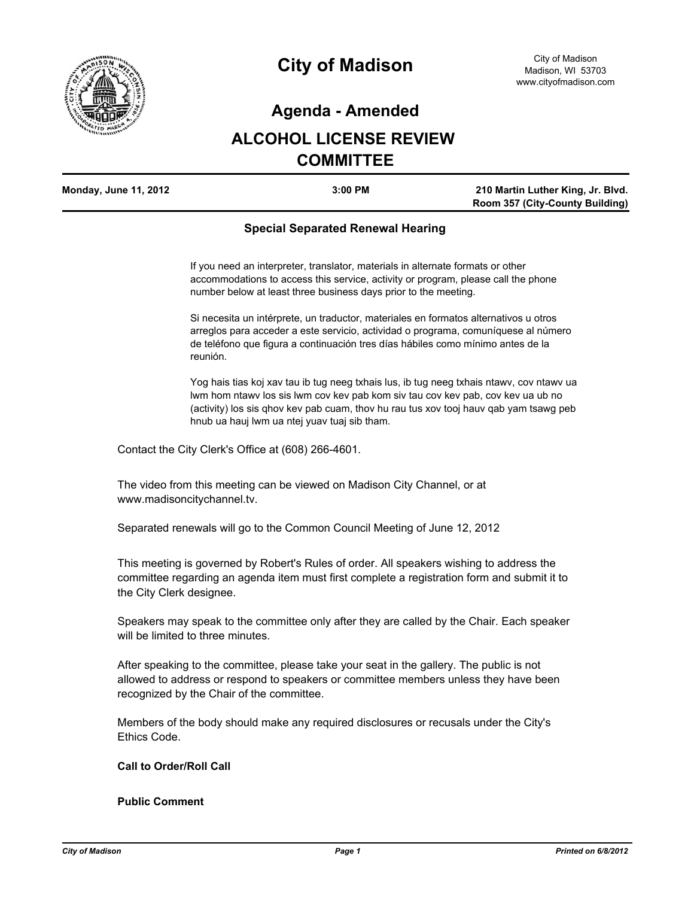# City of Madison

City of Madison
Madison, WI 53703
www.cityofmadison.com

## Agenda - Amended

## ALCOHOL LICENSE REVIEW COMMITTEE

| Monday, June 11, 2012 | 3:00 PM | 210 Martin Luther King, Jr. Blvd. Room 357 (City-County Building) |
|---|---|---|

### Special Separated Renewal Hearing

If you need an interpreter, translator, materials in alternate formats or other accommodations to access this service, activity or program, please call the phone number below at least three business days prior to the meeting.

Si necesita un intérprete, un traductor, materiales en formatos alternativos u otros arreglos para acceder a este servicio, actividad o programa, comuníquese al número de teléfono que figura a continuación tres días hábiles como mínimo antes de la reunión.

Yog hais tias koj xav tau ib tug neeg txhais lus, ib tug neeg txhais ntawv, cov ntawv ua lwm hom ntawv los sis lwm cov kev pab kom siv tau cov kev pab, cov kev ua ub no (activity) los sis qhov kev pab cuam, thov hu rau tus xov tooj hauv qab yam tsawg peb hnub ua hauj lwm ua ntej yuav tuaj sib tham.

Contact the City Clerk's Office at (608) 266-4601.

The video from this meeting can be viewed on Madison City Channel, or at www.madisoncitychannel.tv.

Separated renewals will go to the Common Council Meeting of June 12, 2012

This meeting is governed by Robert's Rules of order. All speakers wishing to address the committee regarding an agenda item must first complete a registration form and submit it to the City Clerk designee.

Speakers may speak to the committee only after they are called by the Chair. Each speaker will be limited to three minutes.

After speaking to the committee, please take your seat in the gallery. The public is not allowed to address or respond to speakers or committee members unless they have been recognized by the Chair of the committee.

Members of the body should make any required disclosures or recusals under the City's Ethics Code.

**Call to Order/Roll Call**

**Public Comment**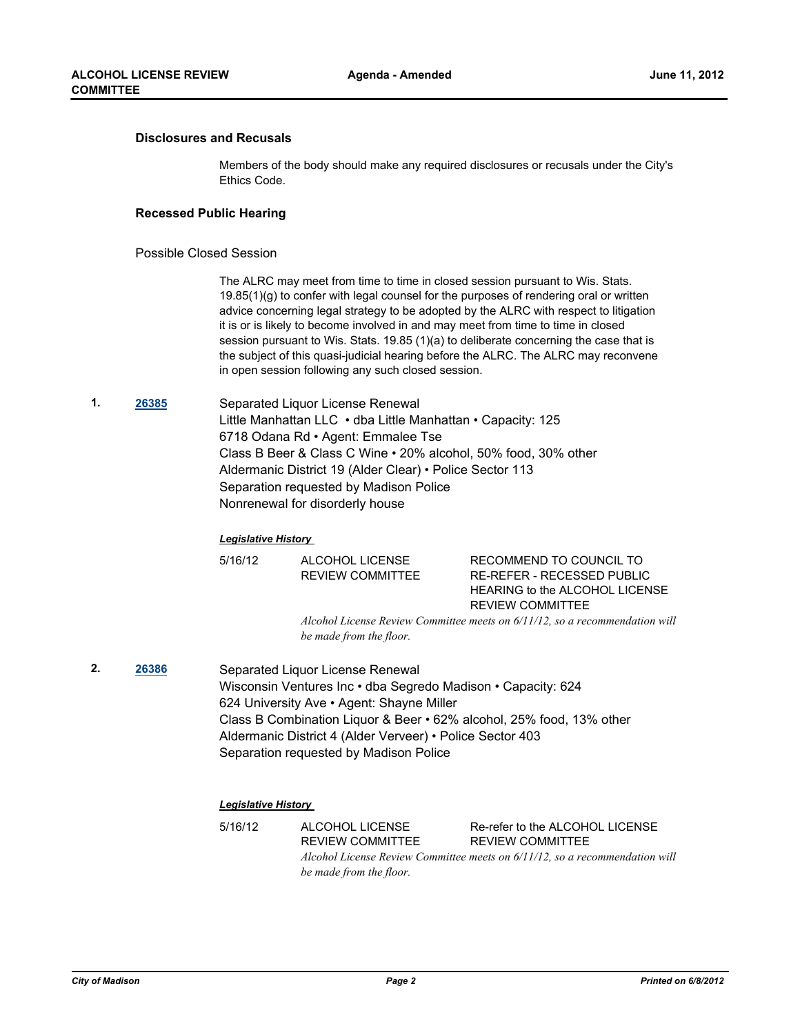### Disclosures and Recusals

Members of the body should make any required disclosures or recusals under the City's Ethics Code.

### Recessed Public Hearing

Possible Closed Session

The ALRC may meet from time to time in closed session pursuant to Wis. Stats. 19.85(1)(g) to confer with legal counsel for the purposes of rendering oral or written advice concerning legal strategy to be adopted by the ALRC with respect to litigation it is or is likely to become involved in and may meet from time to time in closed session pursuant to Wis. Stats. 19.85 (1)(a) to deliberate concerning the case that is the subject of this quasi-judicial hearing before the ALRC. The ALRC may reconvene in open session following any such closed session.

**1.** **26385**

Separated Liquor License Renewal
Little Manhattan LLC • dba Little Manhattan • Capacity: 125
6718 Odana Rd • Agent: Emmalee Tse
Class B Beer & Class C Wine • 20% alcohol, 50% food, 30% other
Aldermanic District 19 (Alder Clear) • Police Sector 113
Separation requested by Madison Police
Nonrenewal for disorderly house

***Legislative History***

| | | |
|---|---|---|
| 5/16/12 | ALCOHOL LICENSE REVIEW COMMITTEE | RECOMMEND TO COUNCIL TO RE-REFER - RECESSED PUBLIC HEARING to the ALCOHOL LICENSE REVIEW COMMITTEE |

*Alcohol License Review Committee meets on 6/11/12, so a recommendation will be made from the floor.*

**2.** **26386**

Separated Liquor License Renewal
Wisconsin Ventures Inc • dba Segredo Madison • Capacity: 624
624 University Ave • Agent: Shayne Miller
Class B Combination Liquor & Beer • 62% alcohol, 25% food, 13% other
Aldermanic District 4 (Alder Verveer) • Police Sector 403
Separation requested by Madison Police

***Legislative History***

| | | |
|---|---|---|
| 5/16/12 | ALCOHOL LICENSE REVIEW COMMITTEE | Re-refer to the ALCOHOL LICENSE REVIEW COMMITTEE |

*Alcohol License Review Committee meets on 6/11/12, so a recommendation will be made from the floor.*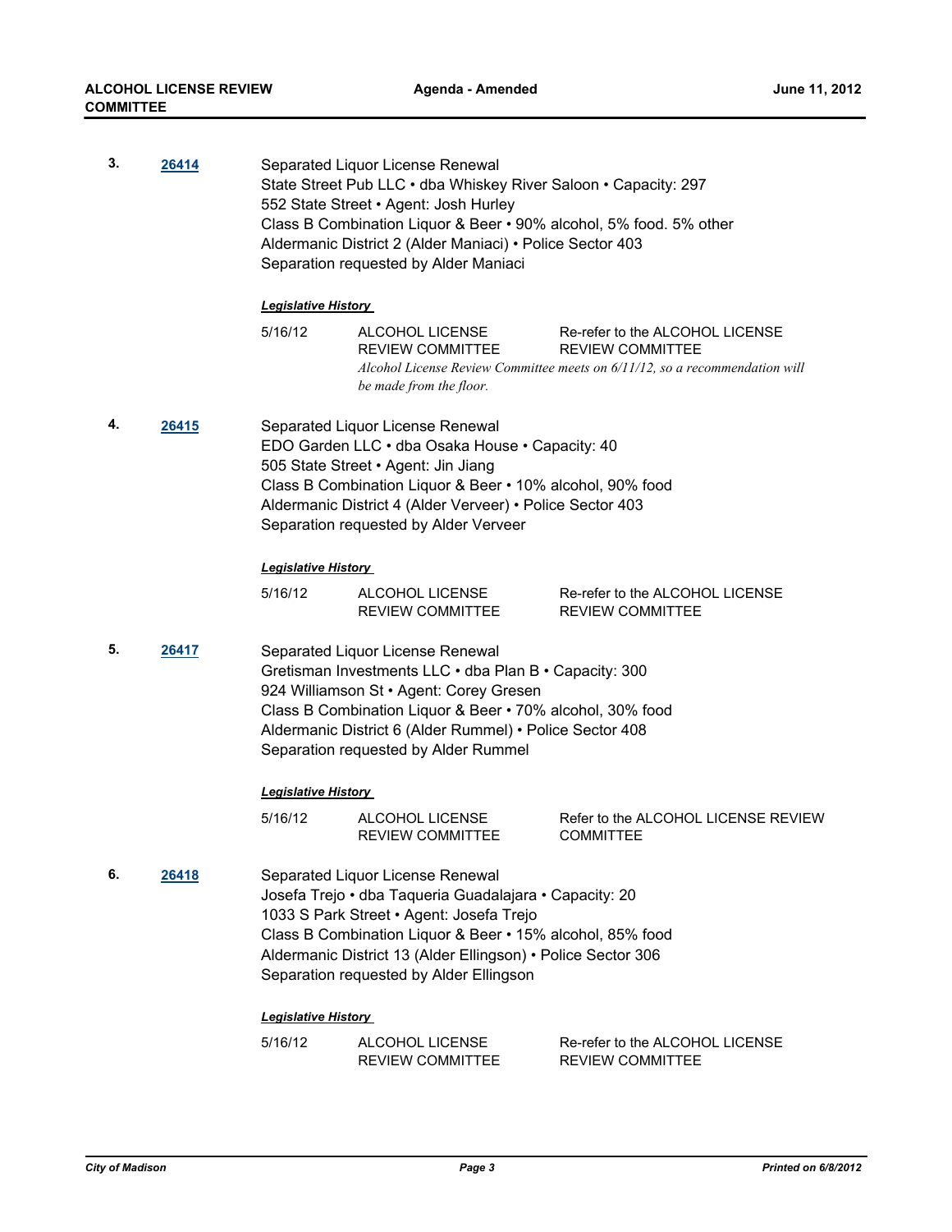3. **26414**

Separated Liquor License Renewal
State Street Pub LLC • dba Whiskey River Saloon • Capacity: 297
552 State Street • Agent: Josh Hurley
Class B Combination Liquor & Beer • 90% alcohol, 5% food. 5% other
Aldermanic District 2 (Alder Maniaci) • Police Sector 403
Separation requested by Alder Maniaci

***Legislative History***

| | | |
|---|---|---|
| 5/16/12 | ALCOHOL LICENSE REVIEW COMMITTEE | Re-refer to the ALCOHOL LICENSE REVIEW COMMITTEE |

*Alcohol License Review Committee meets on 6/11/12, so a recommendation will be made from the floor.*

4. **26415**

Separated Liquor License Renewal
EDO Garden LLC • dba Osaka House • Capacity: 40
505 State Street • Agent: Jin Jiang
Class B Combination Liquor & Beer • 10% alcohol, 90% food
Aldermanic District 4 (Alder Verveer) • Police Sector 403
Separation requested by Alder Verveer

***Legislative History***

| | | |
|---|---|---|
| 5/16/12 | ALCOHOL LICENSE REVIEW COMMITTEE | Re-refer to the ALCOHOL LICENSE REVIEW COMMITTEE |

5. **26417**

Separated Liquor License Renewal
Gretisman Investments LLC • dba Plan B • Capacity: 300
924 Williamson St • Agent: Corey Gresen
Class B Combination Liquor & Beer • 70% alcohol, 30% food
Aldermanic District 6 (Alder Rummel) • Police Sector 408
Separation requested by Alder Rummel

***Legislative History***

| | | |
|---|---|---|
| 5/16/12 | ALCOHOL LICENSE REVIEW COMMITTEE | Refer to the ALCOHOL LICENSE REVIEW COMMITTEE |

6. **26418**

Separated Liquor License Renewal
Josefa Trejo • dba Taqueria Guadalajara • Capacity: 20
1033 S Park Street • Agent: Josefa Trejo
Class B Combination Liquor & Beer • 15% alcohol, 85% food
Aldermanic District 13 (Alder Ellingson) • Police Sector 306
Separation requested by Alder Ellingson

***Legislative History***

| | | |
|---|---|---|
| 5/16/12 | ALCOHOL LICENSE REVIEW COMMITTEE | Re-refer to the ALCOHOL LICENSE REVIEW COMMITTEE |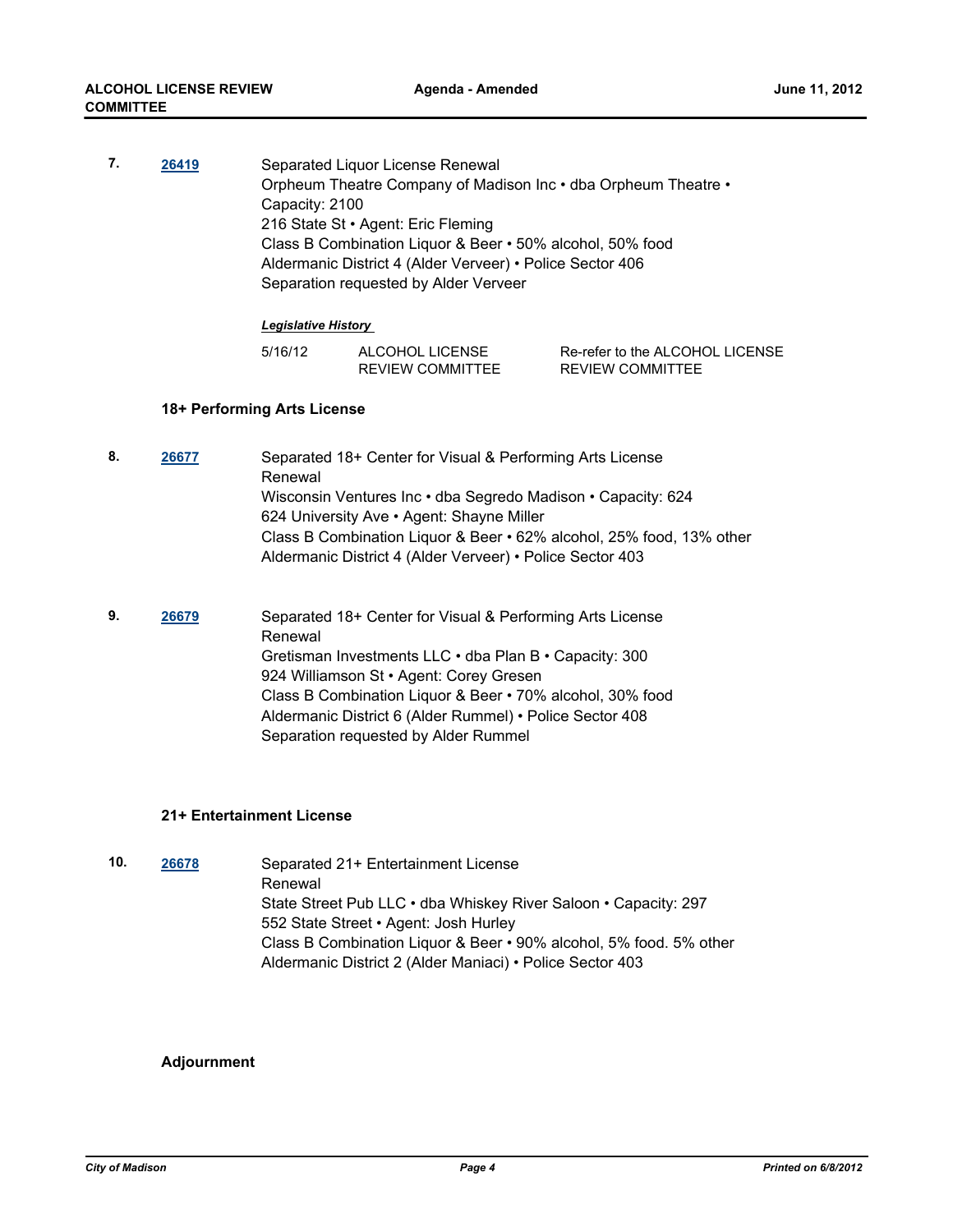**7.** **26419**

Separated Liquor License Renewal
Orpheum Theatre Company of Madison Inc • dba Orpheum Theatre • Capacity: 2100
216 State St • Agent: Eric Fleming
Class B Combination Liquor & Beer • 50% alcohol, 50% food
Aldermanic District 4 (Alder Verveer) • Police Sector 406
Separation requested by Alder Verveer

***Legislative History***

| | | |
|---|---|---|
| 5/16/12 | ALCOHOL LICENSE REVIEW COMMITTEE | Re-refer to the ALCOHOL LICENSE REVIEW COMMITTEE |

**18+ Performing Arts License**

**8.** **26677**

Separated 18+ Center for Visual & Performing Arts License Renewal
Wisconsin Ventures Inc • dba Segredo Madison • Capacity: 624
624 University Ave • Agent: Shayne Miller
Class B Combination Liquor & Beer • 62% alcohol, 25% food, 13% other
Aldermanic District 4 (Alder Verveer) • Police Sector 403

**9.** **26679**

Separated 18+ Center for Visual & Performing Arts License Renewal
Gretisman Investments LLC • dba Plan B • Capacity: 300
924 Williamson St • Agent: Corey Gresen
Class B Combination Liquor & Beer • 70% alcohol, 30% food
Aldermanic District 6 (Alder Rummel) • Police Sector 408
Separation requested by Alder Rummel

**21+ Entertainment License**

**10.** **26678**

Separated 21+ Entertainment License
Renewal
State Street Pub LLC • dba Whiskey River Saloon • Capacity: 297
552 State Street • Agent: Josh Hurley
Class B Combination Liquor & Beer • 90% alcohol, 5% food. 5% other
Aldermanic District 2 (Alder Maniaci) • Police Sector 403

**Adjournment**